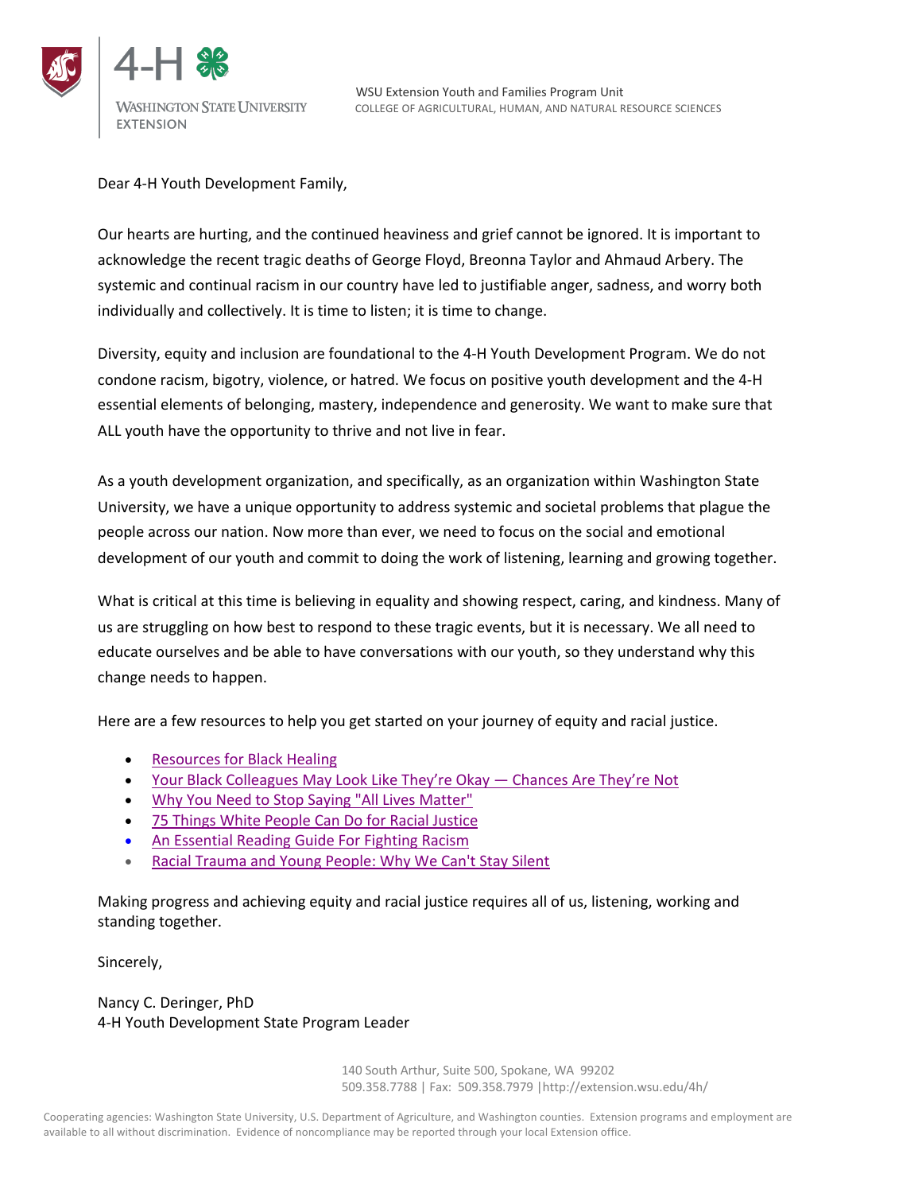4-H

WASHINGTON STATE UNIVERSITY
EXTENSION

WSU Extension Youth and Families Program Unit
COLLEGE OF AGRICULTURAL, HUMAN, AND NATURAL RESOURCE SCIENCES

Dear 4-H Youth Development Family,

Our hearts are hurting, and the continued heaviness and grief cannot be ignored. It is important to acknowledge the recent tragic deaths of George Floyd, Breonna Taylor and Ahmaud Arbery. The systemic and continual racism in our country have led to justifiable anger, sadness, and worry both individually and collectively. It is time to listen; it is time to change.

Diversity, equity and inclusion are foundational to the 4-H Youth Development Program. We do not condone racism, bigotry, violence, or hatred. We focus on positive youth development and the 4-H essential elements of belonging, mastery, independence and generosity. We want to make sure that ALL youth have the opportunity to thrive and not live in fear.

As a youth development organization, and specifically, as an organization within Washington State University, we have a unique opportunity to address systemic and societal problems that plague the people across our nation. Now more than ever, we need to focus on the social and emotional development of our youth and commit to doing the work of listening, learning and growing together.

What is critical at this time is believing in equality and showing respect, caring, and kindness. Many of us are struggling on how best to respond to these tragic events, but it is necessary. We all need to educate ourselves and be able to have conversations with our youth, so they understand why this change needs to happen.

Here are a few resources to help you get started on your journey of equity and racial justice.

- Resources for Black Healing
- Your Black Colleagues May Look Like They're Okay — Chances Are They're Not
- Why You Need to Stop Saying "All Lives Matter"
- 75 Things White People Can Do for Racial Justice
- An Essential Reading Guide For Fighting Racism
- Racial Trauma and Young People: Why We Can't Stay Silent

Making progress and achieving equity and racial justice requires all of us, listening, working and standing together.

Sincerely,

Nancy C. Deringer, PhD
4-H Youth Development State Program Leader

140 South Arthur, Suite 500, Spokane, WA 99202
509.358.7788 | Fax: 509.358.7979 |http://extension.wsu.edu/4h/

Cooperating agencies: Washington State University, U.S. Department of Agriculture, and Washington counties. Extension programs and employment are available to all without discrimination. Evidence of noncompliance may be reported through your local Extension office.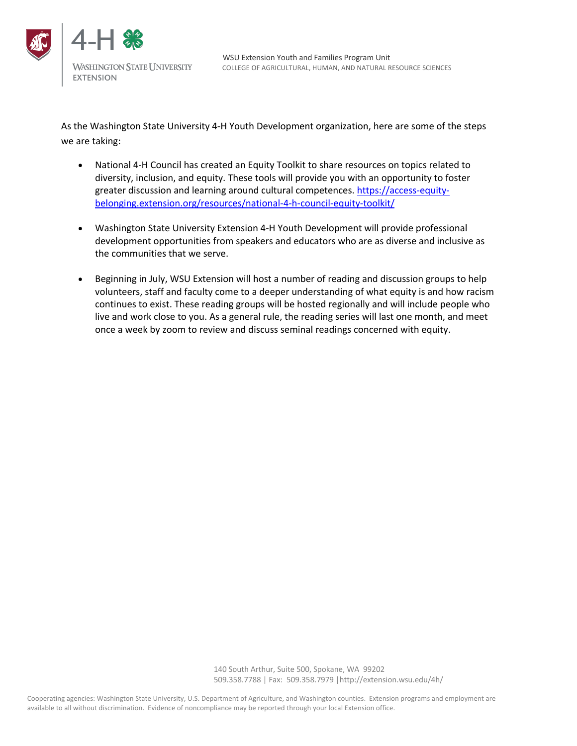As the Washington State University 4-H Youth Development organization, here are some of the steps we are taking:

- National 4-H Council has created an Equity Toolkit to share resources on topics related to diversity, inclusion, and equity. These tools will provide you with an opportunity to foster greater discussion and learning around cultural competences. https://access-equity-belonging.extension.org/resources/national-4-h-council-equity-toolkit/

- Washington State University Extension 4-H Youth Development will provide professional development opportunities from speakers and educators who are as diverse and inclusive as the communities that we serve.

- Beginning in July, WSU Extension will host a number of reading and discussion groups to help volunteers, staff and faculty come to a deeper understanding of what equity is and how racism continues to exist. These reading groups will be hosted regionally and will include people who live and work close to you. As a general rule, the reading series will last one month, and meet once a week by zoom to review and discuss seminal readings concerned with equity.